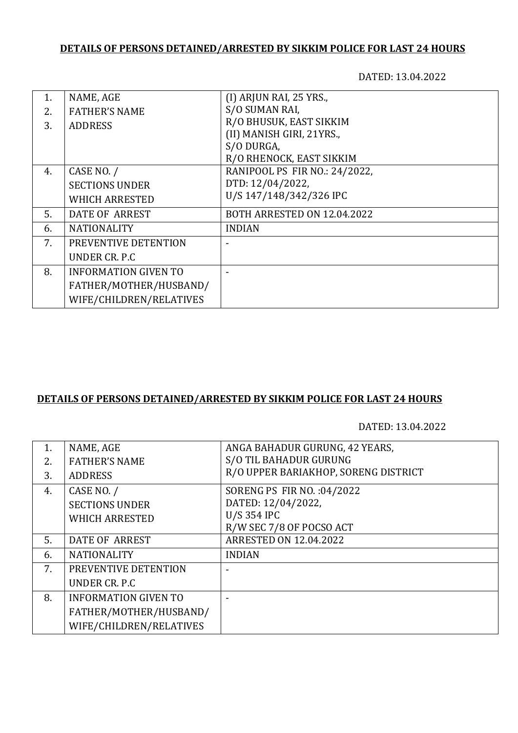**DETAILS OF PERSONS DETAINED/ARRESTED BY SIKKIM POLICE FOR LAST 24 HOURS**

DATED: 13.04.2022

| | | |
|---|---|---|
| 1.<br>2.<br>3. | NAME, AGE<br>FATHER'S NAME<br>ADDRESS | (I) ARJUN RAI, 25 YRS.,<br>S/O SUMAN RAI,<br>R/O BHUSUK, EAST SIKKIM<br>(II) MANISH GIRI, 21YRS.,<br>S/O DURGA,<br>R/O RHENOCK, EAST SIKKIM |
| 4. | CASE NO. /<br>SECTIONS UNDER<br>WHICH ARRESTED | RANIPOOL PS FIR NO.: 24/2022,<br>DTD: 12/04/2022,<br>U/S 147/148/342/326 IPC |
| 5. | DATE OF ARREST | BOTH ARRESTED ON 12.04.2022 |
| 6. | NATIONALITY | INDIAN |
| 7. | PREVENTIVE DETENTION<br>UNDER CR. P.C | - |
| 8. | INFORMATION GIVEN TO<br>FATHER/MOTHER/HUSBAND/<br>WIFE/CHILDREN/RELATIVES | - |

**DETAILS OF PERSONS DETAINED/ARRESTED BY SIKKIM POLICE FOR LAST 24 HOURS**

DATED: 13.04.2022

| | | |
|---|---|---|
| 1.<br>2.<br>3. | NAME, AGE<br>FATHER'S NAME<br>ADDRESS | ANGA BAHADUR GURUNG, 42 YEARS,<br>S/O TIL BAHADUR GURUNG<br>R/O UPPER BARIAKHOP, SORENG DISTRICT |
| 4. | CASE NO. /<br>SECTIONS UNDER<br>WHICH ARRESTED | SORENG PS FIR NO. :04/2022<br>DATED: 12/04/2022,<br>U/S 354 IPC<br>R/W SEC 7/8 OF POCSO ACT |
| 5. | DATE OF ARREST | ARRESTED ON 12.04.2022 |
| 6. | NATIONALITY | INDIAN |
| 7. | PREVENTIVE DETENTION<br>UNDER CR. P.C | - |
| 8. | INFORMATION GIVEN TO<br>FATHER/MOTHER/HUSBAND/<br>WIFE/CHILDREN/RELATIVES | - |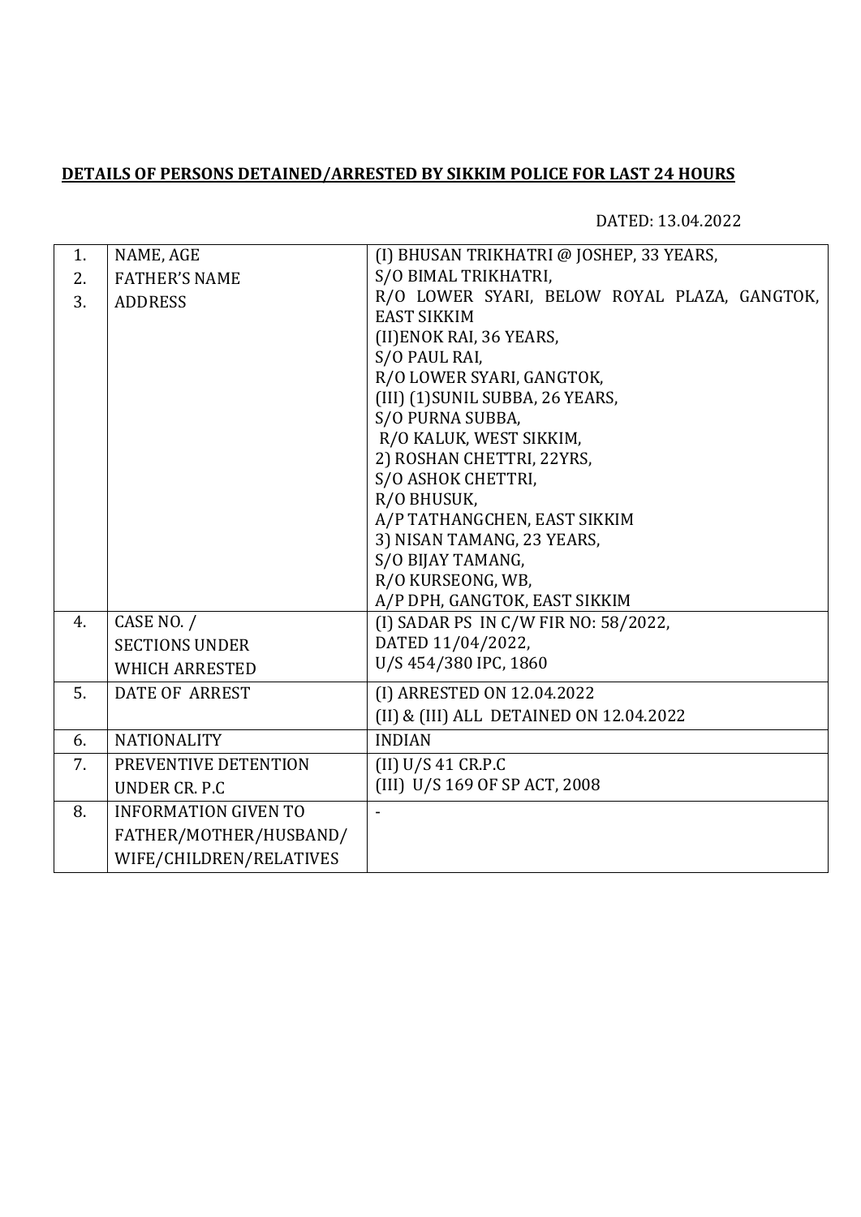**DETAILS OF PERSONS DETAINED/ARRESTED BY SIKKIM POLICE FOR LAST 24 HOURS**

DATED: 13.04.2022

| | | |
|---|---|---|
| 1.<br>2.<br>3. | NAME, AGE<br>FATHER'S NAME<br>ADDRESS | (I) BHUSAN TRIKHATRI @ JOSHEP, 33 YEARS,<br>S/O BIMAL TRIKHATRI,<br>R/O LOWER SYARI, BELOW ROYAL PLAZA, GANGTOK, EAST SIKKIM<br>(II)ENOK RAI, 36 YEARS,<br>S/O PAUL RAI,<br>R/O LOWER SYARI, GANGTOK,<br>(III) (1)SUNIL SUBBA, 26 YEARS,<br>S/O PURNA SUBBA,<br>R/O KALUK, WEST SIKKIM,<br>2) ROSHAN CHETTRI, 22YRS,<br>S/O ASHOK CHETTRI,<br>R/O BHUSUK,<br>A/P TATHANGCHEN, EAST SIKKIM<br>3) NISAN TAMANG, 23 YEARS,<br>S/O BIJAY TAMANG,<br>R/O KURSEONG, WB,<br>A/P DPH, GANGTOK, EAST SIKKIM |
| 4. | CASE NO. /<br>SECTIONS UNDER<br>WHICH ARRESTED | (I) SADAR PS IN C/W FIR NO: 58/2022,<br>DATED 11/04/2022,<br>U/S 454/380 IPC, 1860 |
| 5. | DATE OF ARREST | (I) ARRESTED ON 12.04.2022<br>(II) & (III) ALL DETAINED ON 12.04.2022 |
| 6. | NATIONALITY | INDIAN |
| 7. | PREVENTIVE DETENTION<br>UNDER CR. P.C | (II) U/S 41 CR.P.C<br>(III) U/S 169 OF SP ACT, 2008 |
| 8. | INFORMATION GIVEN TO<br>FATHER/MOTHER/HUSBAND/<br>WIFE/CHILDREN/RELATIVES | - |